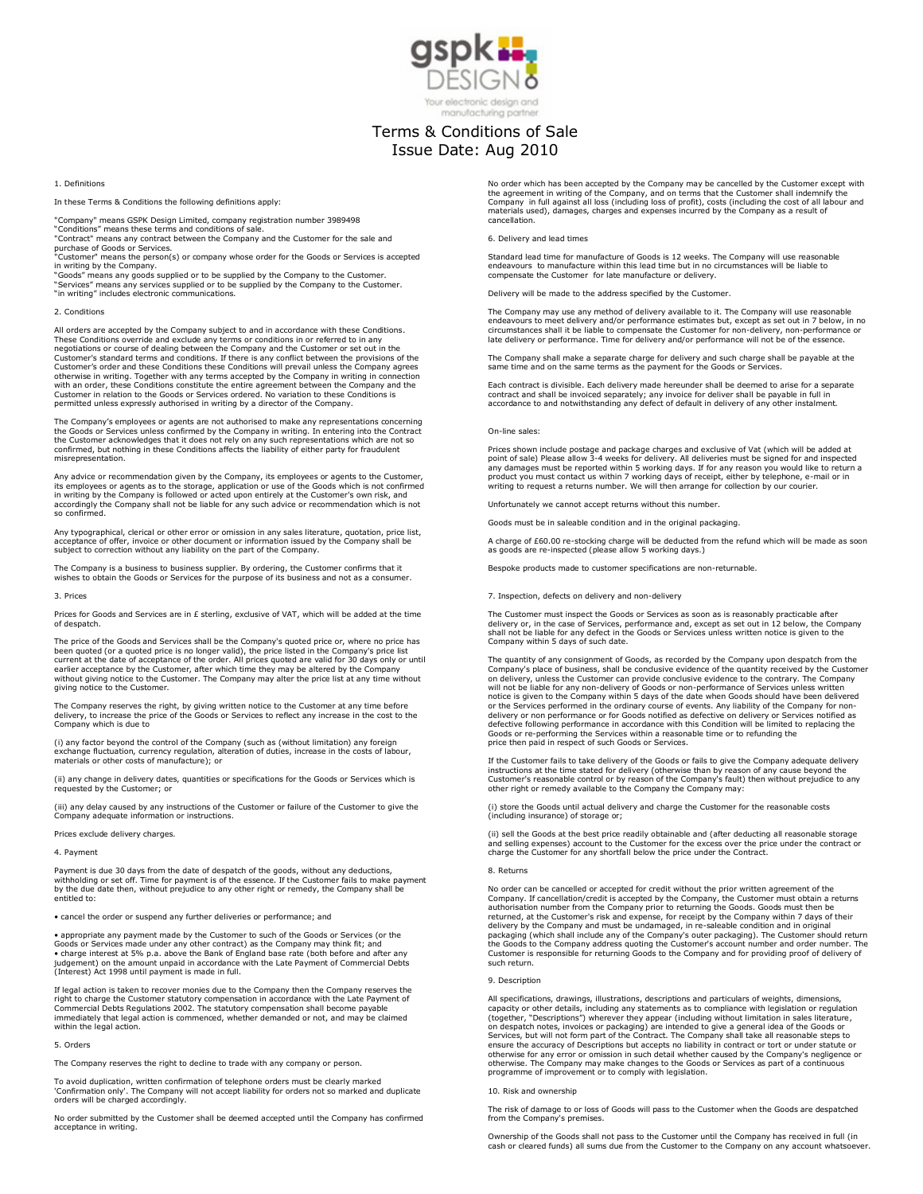# Terms & Conditions of Sale

Issue Date: Aug 2010

## 1. Definitions

In these Terms & Conditions the following definitions apply:

"Company" means GSPK Design Limited, company registration number 3989498
"Conditions" means these terms and conditions of sale.
"Contract" means any contract between the Company and the Customer for the sale and purchase of Goods or Services.
"Customer" means the person(s) or company whose order for the Goods or Services is accepted in writing by the Company.
"Goods" means any goods supplied or to be supplied by the Company to the Customer.
"Services" means any services supplied or to be supplied by the Company to the Customer.
"in writing" includes electronic communications.

## 2. Conditions

All orders are accepted by the Company subject to and in accordance with these Conditions. These Conditions override and exclude any terms or conditions in or referred to in any negotiations or course of dealing between the Company and the Customer or set out in the Customer's standard terms and conditions. If there is any conflict between the provisions of the Customer's order and these Conditions these Conditions will prevail unless the Company agrees otherwise in writing. Together with any terms accepted by the Company in writing in connection with an order, these Conditions constitute the entire agreement between the Company and the Customer in relation to the Goods or Services ordered. No variation to these Conditions is permitted unless expressly authorised in writing by a director of the Company.

The Company's employees or agents are not authorised to make any representations concerning the Goods or Services unless confirmed by the Company in writing. In entering into the Contract the Customer acknowledges that it does not rely on any such representations which are not so confirmed, but nothing in these Conditions affects the liability of either party for fraudulent misrepresentation.

Any advice or recommendation given by the Company, its employees or agents to the Customer, its employees or agents as to the storage, application or use of the Goods which is not confirmed in writing by the Company is followed or acted upon entirely at the Customer's own risk, and accordingly the Company shall not be liable for any such advice or recommendation which is not so confirmed.

Any typographical, clerical or other error or omission in any sales literature, quotation, price list, acceptance of offer, invoice or other document or information issued by the Company shall be subject to correction without any liability on the part of the Company.

The Company is a business to business supplier. By ordering, the Customer confirms that it wishes to obtain the Goods or Services for the purpose of its business and not as a consumer.

## 3. Prices

Prices for Goods and Services are in £ sterling, exclusive of VAT, which will be added at the time of despatch.

The price of the Goods and Services shall be the Company's quoted price or, where no price has been quoted (or a quoted price is no longer valid), the price listed in the Company's price list current at the date of acceptance of the order. All prices quoted are valid for 30 days only or until earlier acceptance by the Customer, after which time they may be altered by the Company without giving notice to the Customer. The Company may alter the price list at any time without giving notice to the Customer.

The Company reserves the right, by giving written notice to the Customer at any time before delivery, to increase the price of the Goods or Services to reflect any increase in the cost to the Company which is due to

(i) any factor beyond the control of the Company (such as (without limitation) any foreign exchange fluctuation, currency regulation, alteration of duties, increase in the costs of labour, materials or other costs of manufacture); or

(ii) any change in delivery dates, quantities or specifications for the Goods or Services which is requested by the Customer; or

(iii) any delay caused by any instructions of the Customer or failure of the Customer to give the Company adequate information or instructions.

Prices exclude delivery charges.

## 4. Payment

Payment is due 30 days from the date of despatch of the goods, without any deductions, withholding or set off. Time for payment is of the essence. If the Customer fails to make payment by the due date then, without prejudice to any other right or remedy, the Company shall be entitled to:

- cancel the order or suspend any further deliveries or performance; and
- appropriate any payment made by the Customer to such of the Goods or Services (or the Goods or Services made under any other contract) as the Company may think fit; and
- charge interest at 5% p.a. above the Bank of England base rate (both before and after any judgement) on the amount unpaid in accordance with the Late Payment of Commercial Debts (Interest) Act 1998 until payment is made in full.

If legal action is taken to recover monies due to the Company then the Company reserves the right to charge the Customer statutory compensation in accordance with the Late Payment of Commercial Debts Regulations 2002. The statutory compensation shall become payable immediately that legal action is commenced, whether demanded or not, and may be claimed within the legal action.

## 5. Orders

The Company reserves the right to decline to trade with any company or person.

To avoid duplication, written confirmation of telephone orders must be clearly marked 'Confirmation only'. The Company will not accept liability for orders not so marked and duplicate orders will be charged accordingly.

No order submitted by the Customer shall be deemed accepted until the Company has confirmed acceptance in writing.

No order which has been accepted by the Company may be cancelled by the Customer except with the agreement in writing of the Company, and on terms that the Customer shall indemnify the Company in full against all loss (including loss of profit), costs (including the cost of all labour and materials used), damages, charges and expenses incurred by the Company as a result of cancellation.

## 6. Delivery and lead times

Standard lead time for manufacture of Goods is 12 weeks. The Company will use reasonable endeavours to manufacture within this lead time but in no circumstances will be liable to compensate the Customer for late manufacture or delivery.

Delivery will be made to the address specified by the Customer.

The Company may use any method of delivery available to it. The Company will use reasonable endeavours to meet delivery and/or performance estimates but, except as set out in 7 below, in no circumstances shall it be liable to compensate the Customer for non-delivery, non-performance or late delivery or performance. Time for delivery and/or performance will not be of the essence.

The Company shall make a separate charge for delivery and such charge shall be payable at the same time and on the same terms as the payment for the Goods or Services.

Each contract is divisible. Each delivery made hereunder shall be deemed to arise for a separate contract and shall be invoiced separately; any invoice for deliver shall be payable in full in accordance to and notwithstanding any defect of default in delivery of any other instalment.

On-line sales:

Prices shown include postage and package charges and exclusive of Vat (which will be added at point of sale) Please allow 3-4 weeks for delivery. All deliveries must be signed for and inspected any damages must be reported within 5 working days. If for any reason you would like to return a product you must contact us within 7 working days of receipt, either by telephone, e-mail or in writing to request a returns number. We will then arrange for collection by our courier.

Unfortunately we cannot accept returns without this number.

Goods must be in saleable condition and in the original packaging.

A charge of £60.00 re-stocking charge will be deducted from the refund which will be made as soon as goods are re-inspected (please allow 5 working days.)

Bespoke products made to customer specifications are non-returnable.

## 7. Inspection, defects on delivery and non-delivery

The Customer must inspect the Goods or Services as soon as is reasonably practicable after delivery or, in the case of Services, performance and, except as set out in 12 below, the Company shall not be liable for any defect in the Goods or Services unless written notice is given to the Company within 5 days of such date.

The quantity of any consignment of Goods, as recorded by the Company upon despatch from the Company's place of business, shall be conclusive evidence of the quantity received by the Customer on delivery, unless the Customer can provide conclusive evidence to the contrary. The Company will not be liable for any non-delivery of Goods or non-performance of Services unless written notice is given to the Company within 5 days of the date when Goods should have been delivered or the Services performed in the ordinary course of events. Any liability of the Company for non-delivery or non performance or for Goods notified as defective on delivery or Services notified as defective following performance in accordance with this Condition will be limited to replacing the Goods or re-performing the Services within a reasonable time or to refunding the price then paid in respect of such Goods or Services.

If the Customer fails to take delivery of the Goods or fails to give the Company adequate delivery instructions at the time stated for delivery (otherwise than by reason of any cause beyond the Customer's reasonable control or by reason of the Company's fault) then without prejudice to any other right or remedy available to the Company the Company may:

(i) store the Goods until actual delivery and charge the Customer for the reasonable costs (including insurance) of storage or;

(ii) sell the Goods at the best price readily obtainable and (after deducting all reasonable storage and selling expenses) account to the Customer for the excess over the price under the contract or charge the Customer for any shortfall below the price under the Contract.

## 8. Returns

No order can be cancelled or accepted for credit without the prior written agreement of the Company. If cancellation/credit is accepted by the Company, the Customer must obtain a returns authorisation number from the Company prior to returning the Goods. Goods must then be returned, at the Customer's risk and expense, for receipt by the Company within 7 days of their delivery by the Company and must be undamaged, in re-saleable condition and in original packaging (which shall include any of the Company's outer packaging). The Customer should return the Goods to the Company address quoting the Customer's account number and order number. The Customer is responsible for returning Goods to the Company and for providing proof of delivery of such return.

## 9. Description

All specifications, drawings, illustrations, descriptions and particulars of weights, dimensions, capacity or other details, including any statements as to compliance with legislation or regulation (together, "Descriptions") wherever they appear (including without limitation in sales literature, on despatch notes, invoices or packaging) are intended to give a general idea of the Goods or Services, but will not form part of the Contract. The Company shall take all reasonable steps to ensure the accuracy of Descriptions but accepts no liability in contract or tort or under statute or otherwise for any error or omission in such detail whether caused by the Company's negligence or otherwise. The Company may make changes to the Goods or Services as part of a continuous programme of improvement or to comply with legislation.

## 10. Risk and ownership

The risk of damage to or loss of Goods will pass to the Customer when the Goods are despatched from the Company's premises.

Ownership of the Goods shall not pass to the Customer until the Company has received in full (in cash or cleared funds) all sums due from the Customer to the Company on any account whatsoever.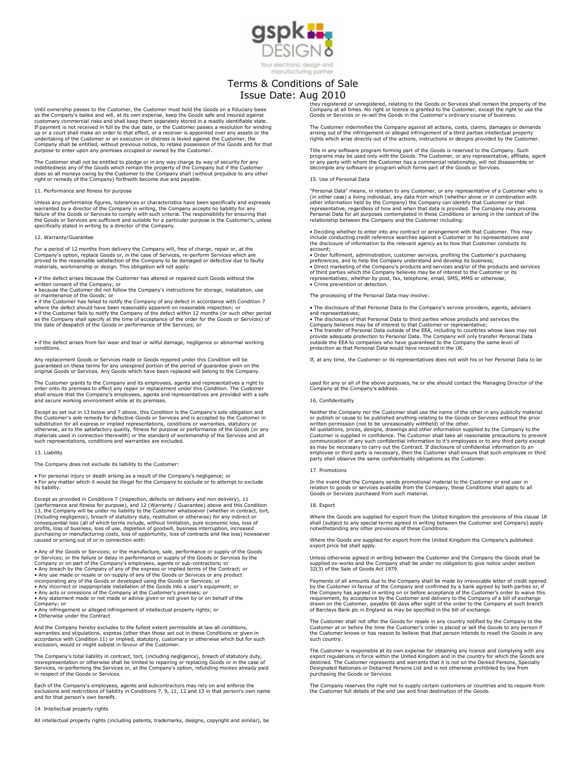# Terms & Conditions of Sale

Issue Date: Aug 2010

Until ownership passes to the Customer, the Customer must hold the Goods on a fiduciary basis as the Company's bailee and will, at its own expense, keep the Goods safe and insured against customary commercial risks and shall keep them separately stored in a readily identifiable state. If payment is not received in full by the due date, or the Customer passes a resolution for winding up or a court shall make an order to that effect, or a receiver is appointed over any assets or the undertaking of the Customer or an execution or distress is levied against the Customer, the Company shall be entitled, without previous notice, to retake possession of the Goods and for that purpose to enter upon any premises occupied or owned by the Customer.

The Customer shall not be entitled to pledge or in any way charge by way of security for any indebtedness any of the Goods which remain the property of the Company but if the Customer does so all moneys owing by the Customer to the Company shall (without prejudice to any other right or remedy of the Company) forthwith become due and payable.

11. Performance and fitness for purpose

Unless any performance figures, tolerances or characteristics have been specifically and expressly warranted by a director of the Company in writing, the Company accepts no liability for any failure of the Goods or Services to comply with such criteria. The responsibility for ensuring that the Goods or Services are sufficient and suitable for a particular purpose is the Customer's, unless specifically stated in writing by a director of the Company.

12. Warranty/Guarantee

For a period of 12 months from delivery the Company will, free of charge, repair or, at the Company's option, replace Goods or, in the case of Services, re-perform Services which are proved to the reasonable satisfaction of the Company to be damaged or defective due to faulty materials, workmanship or design. This obligation will not apply:

- if the defect arises because the Customer has altered or repaired such Goods without the written consent of the Company; or
- because the Customer did not follow the Company's instructions for storage, installation, use or maintenance of the Goods; or
- if the Customer has failed to notify the Company of any defect in accordance with Condition 7 where the defect should have been reasonably apparent on reasonable inspection; or
- if the Customer fails to notify the Company of the defect within 12 months (or such other period as the Company shall specify at the time of acceptance of the order for the Goods or Services) of the date of despatch of the Goods or performance of the Services; or
- if the defect arises from fair wear and tear or wilful damage, negligence or abnormal working conditions.

Any replacement Goods or Services made or Goods repaired under this Condition will be guaranteed on these terms for any unexpired portion of the period of guarantee given on the original Goods or Services. Any Goods which have been replaced will belong to the Company.

The Customer grants to the Company and its employees, agents and representatives a right to enter onto its premises to effect any repair or replacement under this Condition. The Customer shall ensure that the Company's employees, agents and representatives are provided with a safe and secure working environment while at its premises.

Except as set out in 13 below and 7 above, this Condition is the Company's sole obligation and the Customer's sole remedy for defective Goods or Services and is accepted by the Customer in substitution for all express or implied representations, conditions or warranties, statutory or otherwise, as to the satisfactory quality, fitness for purpose or performance of the Goods (or any materials used in connection therewith) or the standard of workmanship of the Services and all such representations, conditions and warranties are excluded.

13. Liability

The Company does not exclude its liability to the Customer:

- For personal injury or death arising as a result of the Company's negligence; or
- For any matter which it would be illegal for the Company to exclude or to attempt to exclude its liability.

Except as provided in Conditions 7 (inspection, defects on delivery and non delivery), 11 (performance and fitness for purpose), and 12 (Warranty / Guarantee) above and this Condition 13, the Company will be under no liability to the Customer whatsoever (whether in contract, tort, (including negligence), breach of statutory duty, restitution or otherwise) for any indirect or consequential loss (all of which terms include, without limitation, pure economic loss, loss of profits, loss of business, loss of use, depletion of goodwill, business interruption, increased purchasing or manufacturing costs, loss of opportunity, loss of contracts and like loss) howsoever caused or arising out of or in connection with:

- Any of the Goods or Services; or the manufacture, sale, performance or supply of the Goods or Services; or the failure or delay in performance or supply of the Goods or Services by the Company or on part of the Company's employees, agents or sub-contractors; or
- Any breach by the Company of any of the express or implied terms of the Contract; or
- Any use made or resale or on-supply of any of the Goods or Services or any product incorporating any of the Goods or developed using the Goods or Services; or
- Any incorrect or inappropriate installation of the Goods into a user's equipment; or
- Any acts or omissions of the Company at the Customer's premises; or
- Any statement made or not made or advice given or not given by or on behalf of the Company; or
- Any infringement or alleged infringement of intellectual property rights; or
- Otherwise under the Contract

And the Company hereby excludes to the fullest extent permissible at law all conditions, warranties and stipulations, express (other than those set out in these Conditions or given in accordance with Condition 11) or implied, statutory, customary or otherwise which but for such exclusion, would or might subsist in favour of the Customer.

The Company's total liability in contract, tort, (including negligence), breach of statutory duty, misrepresentation or otherwise shall be limited to repairing or replacing Goods or in the case of Services, re-performing the Services or, at the Company's option, refunding monies already paid in respect of the Goods or Services.

Each of the Company's employees, agents and subcontractors may rely on and enforce the exclusions and restrictions of liability in Conditions 7, 9, 11, 12 and 13 in that person's own name and for that person's own benefit.

14. Intellectual property rights

All intellectual property rights (including patents, trademarks, designs, copyright and similar), be they registered or unregistered, relating to the Goods or Services shall remain the property of the Company at all times. No right or licence is granted to the Customer, except the right to use the Goods or Services or re-sell the Goods in the Customer's ordinary course of business.

The Customer indemnifies the Company against all actions, costs, claims, damages or demands arising out of the infringement or alleged infringement of a third parties intellectual property rights which arise directly out of the actions, instructions or designs provided by the Customer.

Title in any software program forming part of the Goods is reserved to the Company. Such programs may be used only with the Goods. The Customer, or any representative, affiliate, agent or any party with whom the Customer has a commercial relationship, will not disassemble or decompile any software or program which forms part of the Goods or Services.

15. Use of Personal Data

"Personal Data" means, in relation to any Customer, or any representative of a Customer who is (in either case) a living individual, any data from which (whether alone or in combination with other information held by the Company) the Company can identify that Customer or that representative, regardless of how and when that data is provided. The Company may process Personal Data for all purposes contemplated in these Conditions or arising in the context of the relationship between the Company and the Customer including:

- Deciding whether to enter into any contract or arrangement with that Customer. This may include conducting credit reference searches against a Customer or its representatives and the disclosure of information to the relevant agency as to how that Customer conducts its account;
- Order fulfilment, administration, customer services, profiling the Customer's purchasing preferences, and to help the Company understand and develop its business;
- Direct marketing of the Company's products and services and/or of the products and services of third parties which the Company believes may be of interest to the Customer or its representatives, whether by post, fax, telephone, email, SMS, MMS or otherwise;
- Crime prevention or detection.

The processing of the Personal Data may involve:

- The disclosure of that Personal Data to the Company's service providers, agents, advisers and representatives;
- The disclosure of that Personal Data to third parties whose products and services the Company believes may be of interest to that Customer or representative;
- The transfer of Personal Data outside of the EEA, including to countries whose laws may not provide adequate protection to Personal Data. The Company will only transfer Personal Data outside the EEA to companies who have guaranteed to the Company the same level of protection as that Personal Data would have received in the UK.

If, at any time, the Customer or its representatives does not wish his or her Personal Data to be used for any or all of the above purposes, he or she should contact the Managing Director of the Company at the Company's address.

16. Confidentiality

Neither the Company nor the Customer shall use the name of the other in any publicity material or publish or cause to be published anything relating to the Goods or Services without the prior written permission (not to be unreasonably withheld) of the other.
All quotations, prices, designs, drawings and other information supplied by the Company to the Customer is supplied in confidence. The Customer shall take all reasonable precautions to prevent communication of any such confidential information to it's employees or to any third party except as may be necessary to carry out the Contract. If disclosure of confidential information to an employee or third party is necessary, then the Customer shall ensure that such employee or third party shall observe the same confidentiality obligations as the Customer.

17. Promotions

In the event that the Company sends promotional material to the Customer or end user in relation to goods or services available from the Company, these Conditions shall apply to all Goods or Services purchased from such material.

18. Export

Where the Goods are supplied for export from the United Kingdom the provisions of this clause 18 shall (subject to any special terms agreed in writing between the Customer and Company) apply notwithstanding any other provisions of these Conditions.

Where the Goods are supplied for export from the United Kingdom the Company's published export price list shall apply.

Unless otherwise agreed in writing between the Customer and the Company the Goods shall be supplied ex-works and the Company shall be under no obligation to give notice under section 32(3) of the Sale of Goods Act 1979.

Payments of all amounts due to the Company shall be made by irrevocable letter of credit opened by the Customer in favour of the Company and confirmed by a bank agreed by both parties or, if the Company has agreed in writing on or before acceptance of the Customer's order to waive this requirement, by acceptance by the Customer and delivery to the Company of a bill of exchange drawn on the Customer, payable 60 days after sight of the order to the Company at such branch of Barclays Bank plc in England as may be specified in the bill of exchange.

The Customer shall not offer the Goods for resale in any country notified by the Company to the Customer at or before the time the Customer's order is placed or sell the Goods to any person if the Customer knows or has reason to believe that that person intends to resell the Goods in any such country.

The Customer is responsible at its own expense for obtaining any licence and complying with any export regulations in force within the United Kingdom and in the country for which the Goods are destined. The Customer represents and warrants that it is not on the Denied Persons, Specially Designated Nationals or Debarred Persons List and is not otherwise prohibited by law from purchasing the Goods or Services.

The Company reserves the right not to supply certain customers or countries and to require from the Customer full details of the end use and final destination of the Goods.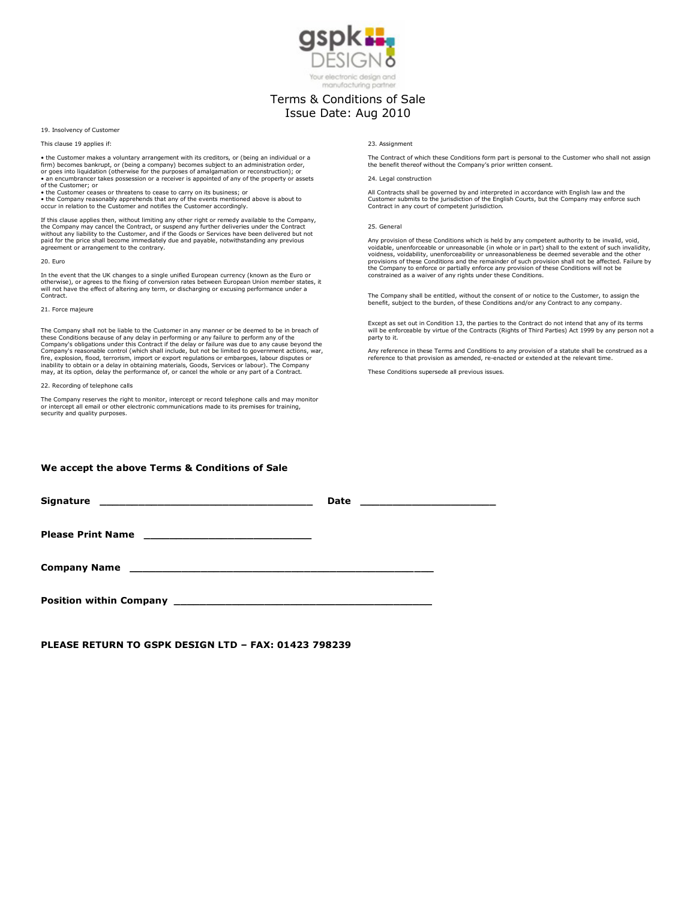# Terms & Conditions of Sale
## Issue Date: Aug 2010

19. Insolvency of Customer

This clause 19 applies if:

- the Customer makes a voluntary arrangement with its creditors, or (being an individual or a firm) becomes bankrupt, or (being a company) becomes subject to an administration order, or goes into liquidation (otherwise for the purposes of amalgamation or reconstruction); or
- an encumbrancer takes possession or a receiver is appointed of any of the property or assets of the Customer; or
- the Customer ceases or threatens to cease to carry on its business; or
- the Company reasonably apprehends that any of the events mentioned above is about to occur in relation to the Customer and notifies the Customer accordingly.

If this clause applies then, without limiting any other right or remedy available to the Company, the Company may cancel the Contract, or suspend any further deliveries under the Contract without any liability to the Customer, and if the Goods or Services have been delivered but not paid for the price shall become immediately due and payable, notwithstanding any previous agreement or arrangement to the contrary.

20. Euro

In the event that the UK changes to a single unified European currency (known as the Euro or otherwise), or agrees to the fixing of conversion rates between European Union member states, it will not have the effect of altering any term, or discharging or excusing performance under a Contract.

21. Force majeure

The Company shall not be liable to the Customer in any manner or be deemed to be in breach of these Conditions because of any delay in performing or any failure to perform any of the Company's obligations under this Contract if the delay or failure was due to any cause beyond the Company's reasonable control (which shall include, but not be limited to government actions, war, fire, explosion, flood, terrorism, import or export regulations or embargoes, labour disputes or inability to obtain or a delay in obtaining materials, Goods, Services or labour). The Company may, at its option, delay the performance of, or cancel the whole or any part of a Contract.

22. Recording of telephone calls

The Company reserves the right to monitor, intercept or record telephone calls and may monitor or intercept all email or other electronic communications made to its premises for training, security and quality purposes.

23. Assignment

The Contract of which these Conditions form part is personal to the Customer who shall not assign the benefit thereof without the Company's prior written consent.

24. Legal construction

All Contracts shall be governed by and interpreted in accordance with English law and the Customer submits to the jurisdiction of the English Courts, but the Company may enforce such Contract in any court of competent jurisdiction.

25. General

Any provision of these Conditions which is held by any competent authority to be invalid, void, voidable, unenforceable or unreasonable (in whole or in part) shall to the extent of such invalidity, voidness, voidability, unenforceability or unreasonableness be deemed severable and the other provisions of these Conditions and the remainder of such provision shall not be affected. Failure by the Company to enforce or partially enforce any provision of these Conditions will not be constrained as a waiver of any rights under these Conditions.

The Company shall be entitled, without the consent of or notice to the Customer, to assign the benefit, subject to the burden, of these Conditions and/or any Contract to any company.

Except as set out in Condition 13, the parties to the Contract do not intend that any of its terms will be enforceable by virtue of the Contracts (Rights of Third Parties) Act 1999 by any person not a party to it.

Any reference in these Terms and Conditions to any provision of a statute shall be construed as a reference to that provision as amended, re-enacted or extended at the relevant time.

These Conditions supersede all previous issues.

**We accept the above Terms & Conditions of Sale**

**Signature** ___________________________________ **Date** ______________________

**Please Print Name** ___________________________

**Company Name** __________________________________________________

**Position within Company** ________________________________________

**PLEASE RETURN TO GSPK DESIGN LTD – FAX: 01423 798239**